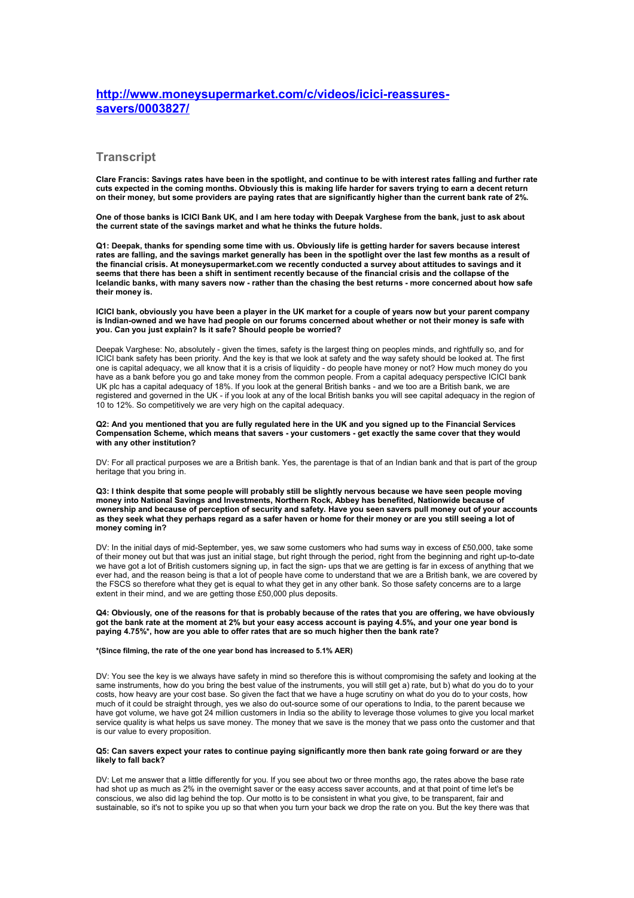## [http://www.moneysupermarket.com/c/videos/icici-reassures-savers/0003827/](http://www.moneysupermarket.com/c/videos/icici-reassures-savers/0003827/)

# Transcript

**Clare Francis: Savings rates have been in the spotlight, and continue to be with interest rates falling and further rate cuts expected in the coming months. Obviously this is making life harder for savers trying to earn a decent return on their money, but some providers are paying rates that are significantly higher than the current bank rate of 2%.**

**One of those banks is ICICI Bank UK, and I am here today with Deepak Varghese from the bank, just to ask about the current state of the savings market and what he thinks the future holds.**

**Q1: Deepak, thanks for spending some time with us. Obviously life is getting harder for savers because interest rates are falling, and the savings market generally has been in the spotlight over the last few months as a result of the financial crisis. At moneysupermarket.com we recently conducted a survey about attitudes to savings and it seems that there has been a shift in sentiment recently because of the financial crisis and the collapse of the Icelandic banks, with many savers now - rather than the chasing the best returns - more concerned about how safe their money is.**

**ICICI bank, obviously you have been a player in the UK market for a couple of years now but your parent company is Indian-owned and we have had people on our forums concerned about whether or not their money is safe with you. Can you just explain? Is it safe? Should people be worried?**

Deepak Varghese: No, absolutely - given the times, safety is the largest thing on peoples minds, and rightfully so, and for ICICI bank safety has been priority. And the key is that we look at safety and the way safety should be looked at. The first one is capital adequacy, we all know that it is a crisis of liquidity - do people have money or not? How much money do you have as a bank before you go and take money from the common people. From a capital adequacy perspective ICICI bank UK plc has a capital adequacy of 18%. If you look at the general British banks - and we too are a British bank, we are registered and governed in the UK - if you look at any of the local British banks you will see capital adequacy in the region of 10 to 12%. So competitively we are very high on the capital adequacy.

**Q2: And you mentioned that you are fully regulated here in the UK and you signed up to the Financial Services Compensation Scheme, which means that savers - your customers - get exactly the same cover that they would with any other institution?**

DV: For all practical purposes we are a British bank. Yes, the parentage is that of an Indian bank and that is part of the group heritage that you bring in.

**Q3: I think despite that some people will probably still be slightly nervous because we have seen people moving money into National Savings and Investments, Northern Rock, Abbey has benefited, Nationwide because of ownership and because of perception of security and safety. Have you seen savers pull money out of your accounts as they seek what they perhaps regard as a safer haven or home for their money or are you still seeing a lot of money coming in?**

DV: In the initial days of mid-September, yes, we saw some customers who had sums way in excess of £50,000, take some of their money out but that was just an initial stage, but right through the period, right from the beginning and right up-to-date we have got a lot of British customers signing up, in fact the sign- ups that we are getting is far in excess of anything that we ever had, and the reason being is that a lot of people have come to understand that we are a British bank, we are covered by the FSCS so therefore what they get is equal to what they get in any other bank. So those safety concerns are to a large extent in their mind, and we are getting those £50,000 plus deposits.

**Q4: Obviously, one of the reasons for that is probably because of the rates that you are offering, we have obviously got the bank rate at the moment at 2% but your easy access account is paying 4.5%, and your one year bond is paying 4.75%\*, how are you able to offer rates that are so much higher then the bank rate?**

**\*(Since filming, the rate of the one year bond has increased to 5.1% AER)**

DV: You see the key is we always have safety in mind so therefore this is without compromising the safety and looking at the same instruments, how do you bring the best value of the instruments, you will still get a) rate, but b) what do you do to your costs, how heavy are your cost base. So given the fact that we have a huge scrutiny on what do you do to your costs, how much of it could be straight through, yes we also do out-source some of our operations to India, to the parent because we have got volume, we have got 24 million customers in India so the ability to leverage those volumes to give you local market service quality is what helps us save money. The money that we save is the money that we pass onto the customer and that is our value to every proposition.

**Q5: Can savers expect your rates to continue paying significantly more then bank rate going forward or are they likely to fall back?**

DV: Let me answer that a little differently for you. If you see about two or three months ago, the rates above the base rate had shot up as much as 2% in the overnight saver or the easy access saver accounts, and at that point of time let's be conscious, we also did lag behind the top. Our motto is to be consistent in what you give, to be transparent, fair and sustainable, so it's not to spike you up so that when you turn your back we drop the rate on you. But the key there was that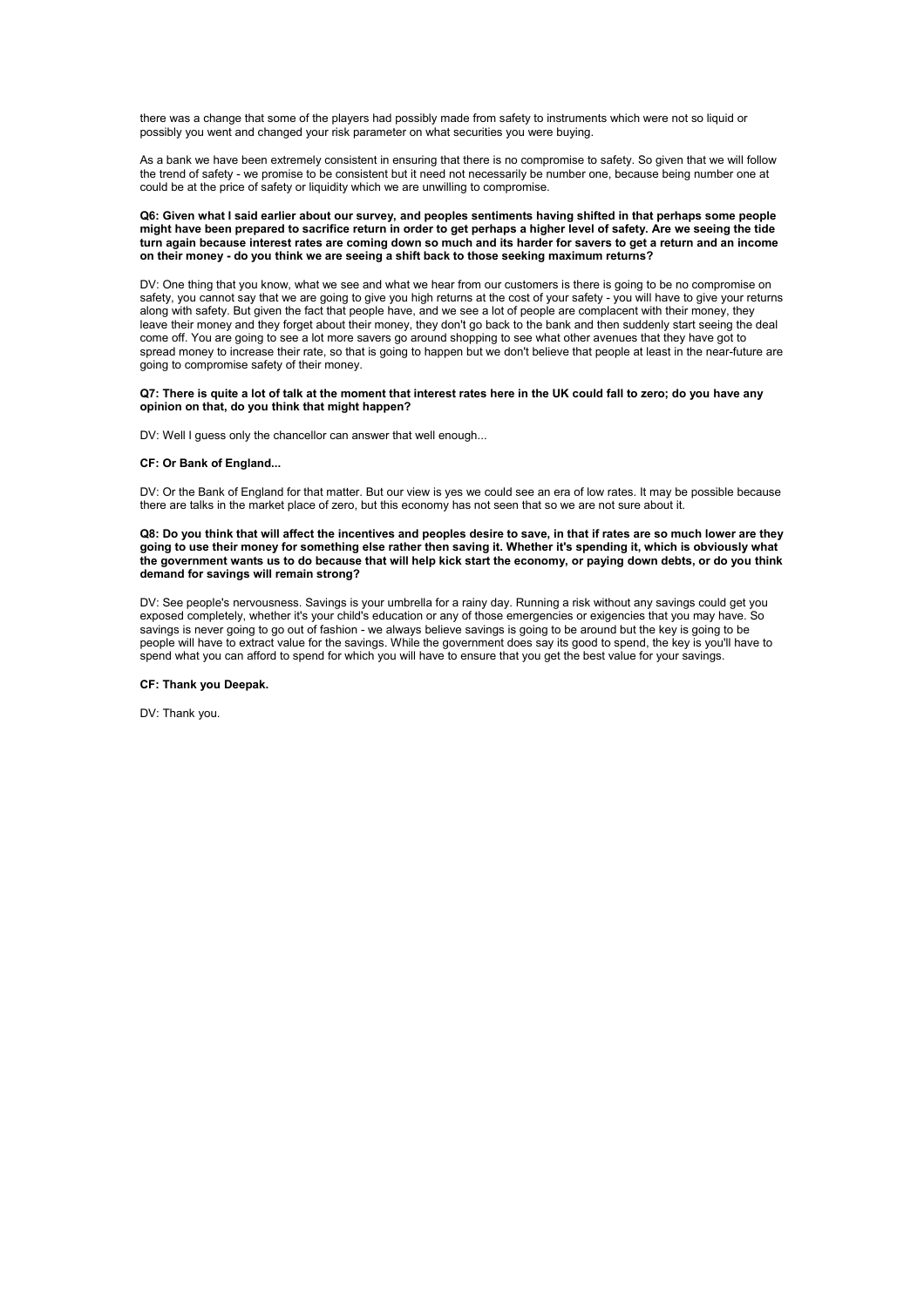there was a change that some of the players had possibly made from safety to instruments which were not so liquid or possibly you went and changed your risk parameter on what securities you were buying.

As a bank we have been extremely consistent in ensuring that there is no compromise to safety. So given that we will follow the trend of safety - we promise to be consistent but it need not necessarily be number one, because being number one at could be at the price of safety or liquidity which we are unwilling to compromise.

**Q6: Given what I said earlier about our survey, and peoples sentiments having shifted in that perhaps some people might have been prepared to sacrifice return in order to get perhaps a higher level of safety. Are we seeing the tide turn again because interest rates are coming down so much and its harder for savers to get a return and an income on their money - do you think we are seeing a shift back to those seeking maximum returns?**

DV: One thing that you know, what we see and what we hear from our customers is there is going to be no compromise on safety, you cannot say that we are going to give you high returns at the cost of your safety - you will have to give your returns along with safety. But given the fact that people have, and we see a lot of people are complacent with their money, they leave their money and they forget about their money, they don't go back to the bank and then suddenly start seeing the deal come off. You are going to see a lot more savers go around shopping to see what other avenues that they have got to spread money to increase their rate, so that is going to happen but we don't believe that people at least in the near-future are going to compromise safety of their money.

**Q7: There is quite a lot of talk at the moment that interest rates here in the UK could fall to zero; do you have any opinion on that, do you think that might happen?**

DV: Well I guess only the chancellor can answer that well enough...

**CF: Or Bank of England...**

DV: Or the Bank of England for that matter. But our view is yes we could see an era of low rates. It may be possible because there are talks in the market place of zero, but this economy has not seen that so we are not sure about it.

**Q8: Do you think that will affect the incentives and peoples desire to save, in that if rates are so much lower are they going to use their money for something else rather then saving it. Whether it's spending it, which is obviously what the government wants us to do because that will help kick start the economy, or paying down debts, or do you think demand for savings will remain strong?**

DV: See people's nervousness. Savings is your umbrella for a rainy day. Running a risk without any savings could get you exposed completely, whether it's your child's education or any of those emergencies or exigencies that you may have. So savings is never going to go out of fashion - we always believe savings is going to be around but the key is going to be people will have to extract value for the savings. While the government does say its good to spend, the key is you'll have to spend what you can afford to spend for which you will have to ensure that you get the best value for your savings.

**CF: Thank you Deepak.**

DV: Thank you.